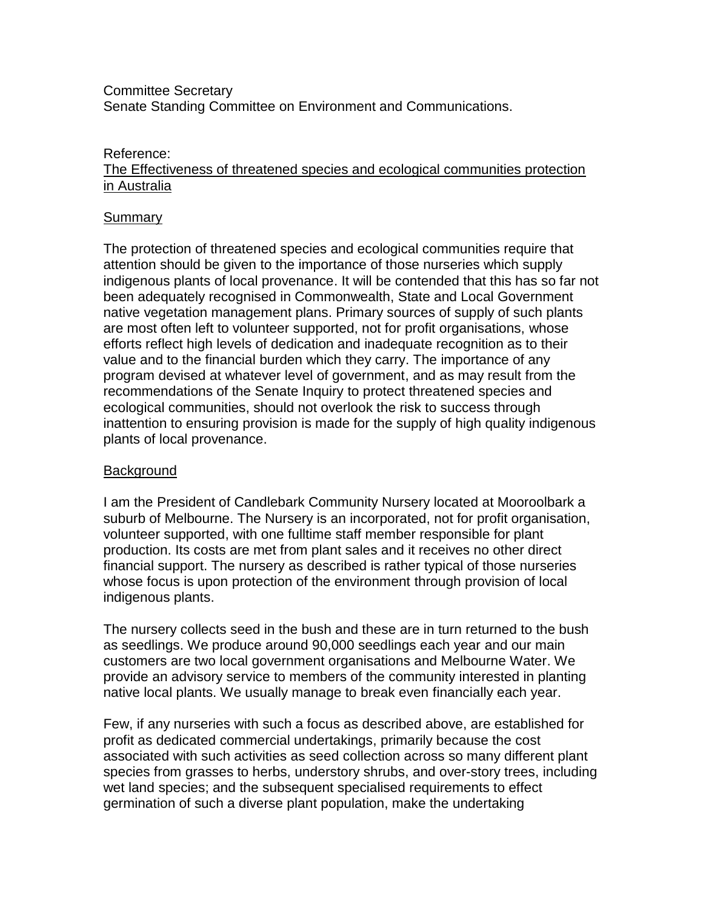Committee Secretary
Senate Standing Committee on Environment and Communications.

Reference:
The Effectiveness of threatened species and ecological communities protection in Australia

## Summary

The protection of threatened species and ecological communities require that attention should be given to the importance of those nurseries which supply indigenous plants of local provenance. It will be contended that this has so far not been adequately recognised in Commonwealth, State and Local Government native vegetation management plans. Primary sources of supply of such plants are most often left to volunteer supported, not for profit organisations, whose efforts reflect high levels of dedication and inadequate recognition as to their value and to the financial burden which they carry. The importance of any program devised at whatever level of government, and as may result from the recommendations of the Senate Inquiry to protect threatened species and ecological communities, should not overlook the risk to success through inattention to ensuring provision is made for the supply of high quality indigenous plants of local provenance.

## Background

I am the President of Candlebark Community Nursery located at Mooroolbark a suburb of Melbourne. The Nursery is an incorporated, not for profit organisation, volunteer supported, with one fulltime staff member responsible for plant production. Its costs are met from plant sales and it receives no other direct financial support. The nursery as described is rather typical of those nurseries whose focus is upon protection of the environment through provision of local indigenous plants.

The nursery collects seed in the bush and these are in turn returned to the bush as seedlings. We produce around 90,000 seedlings each year and our main customers are two local government organisations and Melbourne Water. We provide an advisory service to members of the community interested in planting native local plants. We usually manage to break even financially each year.

Few, if any nurseries with such a focus as described above, are established for profit as dedicated commercial undertakings, primarily because the cost associated with such activities as seed collection across so many different plant species from grasses to herbs, understory shrubs, and over-story trees, including wet land species; and the subsequent specialised requirements to effect germination of such a diverse plant population, make the undertaking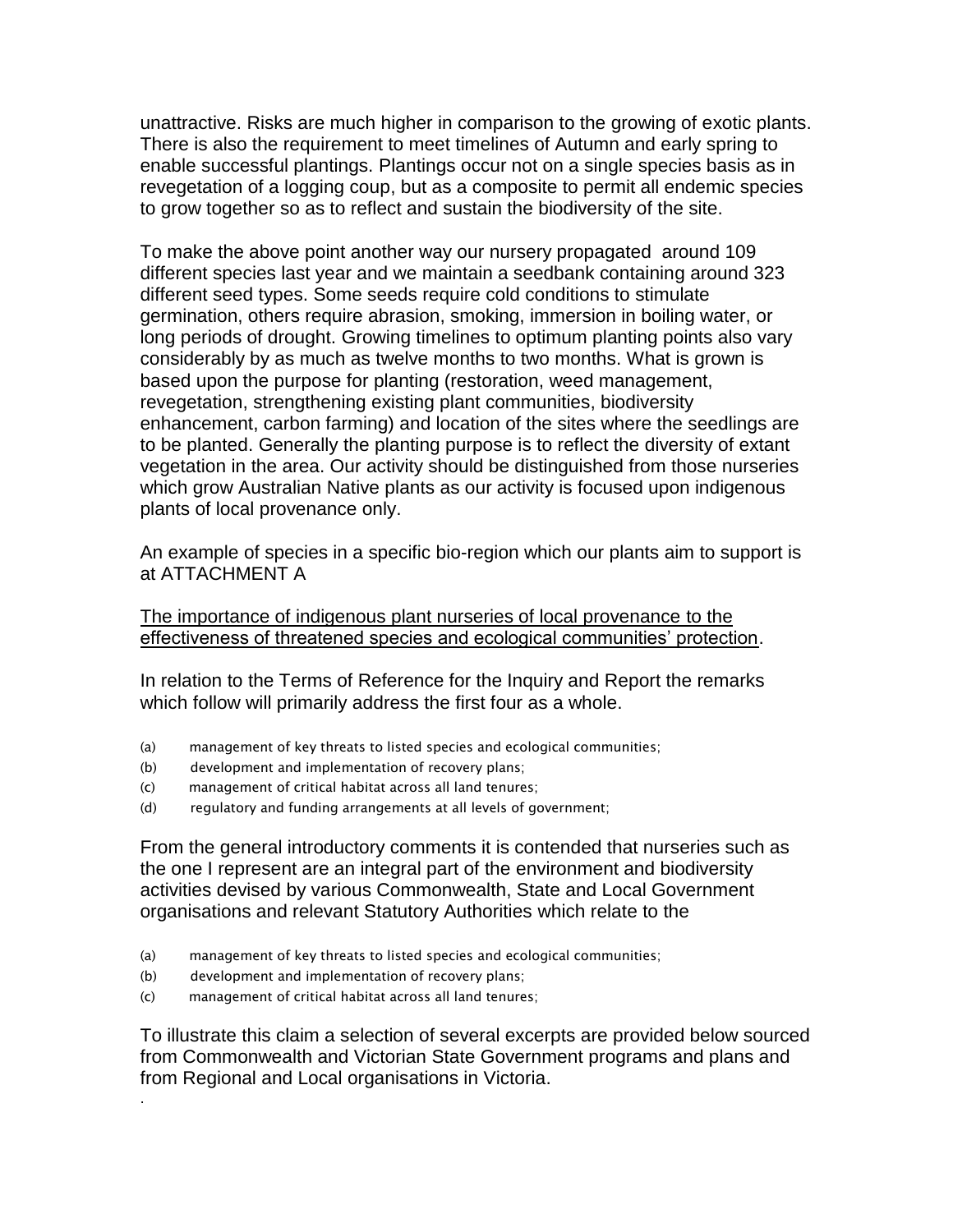unattractive. Risks are much higher in comparison to the growing of exotic plants. There is also the requirement to meet timelines of Autumn and early spring to enable successful plantings. Plantings occur not on a single species basis as in revegetation of a logging coup, but as a composite to permit all endemic species to grow together so as to reflect and sustain the biodiversity of the site.

To make the above point another way our nursery propagated around 109 different species last year and we maintain a seedbank containing around 323 different seed types. Some seeds require cold conditions to stimulate germination, others require abrasion, smoking, immersion in boiling water, or long periods of drought. Growing timelines to optimum planting points also vary considerably by as much as twelve months to two months. What is grown is based upon the purpose for planting (restoration, weed management, revegetation, strengthening existing plant communities, biodiversity enhancement, carbon farming) and location of the sites where the seedlings are to be planted. Generally the planting purpose is to reflect the diversity of extant vegetation in the area. Our activity should be distinguished from those nurseries which grow Australian Native plants as our activity is focused upon indigenous plants of local provenance only.

An example of species in a specific bio-region which our plants aim to support is at ATTACHMENT A

<u>The importance of indigenous plant nurseries of local provenance to the effectiveness of threatened species and ecological communities' protection</u>.

In relation to the Terms of Reference for the Inquiry and Report the remarks which follow will primarily address the first four as a whole.

(a) management of key threats to listed species and ecological communities;
(b) development and implementation of recovery plans;
(c) management of critical habitat across all land tenures;
(d) regulatory and funding arrangements at all levels of government;

From the general introductory comments it is contended that nurseries such as the one I represent are an integral part of the environment and biodiversity activities devised by various Commonwealth, State and Local Government organisations and relevant Statutory Authorities which relate to the

(a) management of key threats to listed species and ecological communities;
(b) development and implementation of recovery plans;
(c) management of critical habitat across all land tenures;

To illustrate this claim a selection of several excerpts are provided below sourced from Commonwealth and Victorian State Government programs and plans and from Regional and Local organisations in Victoria.

.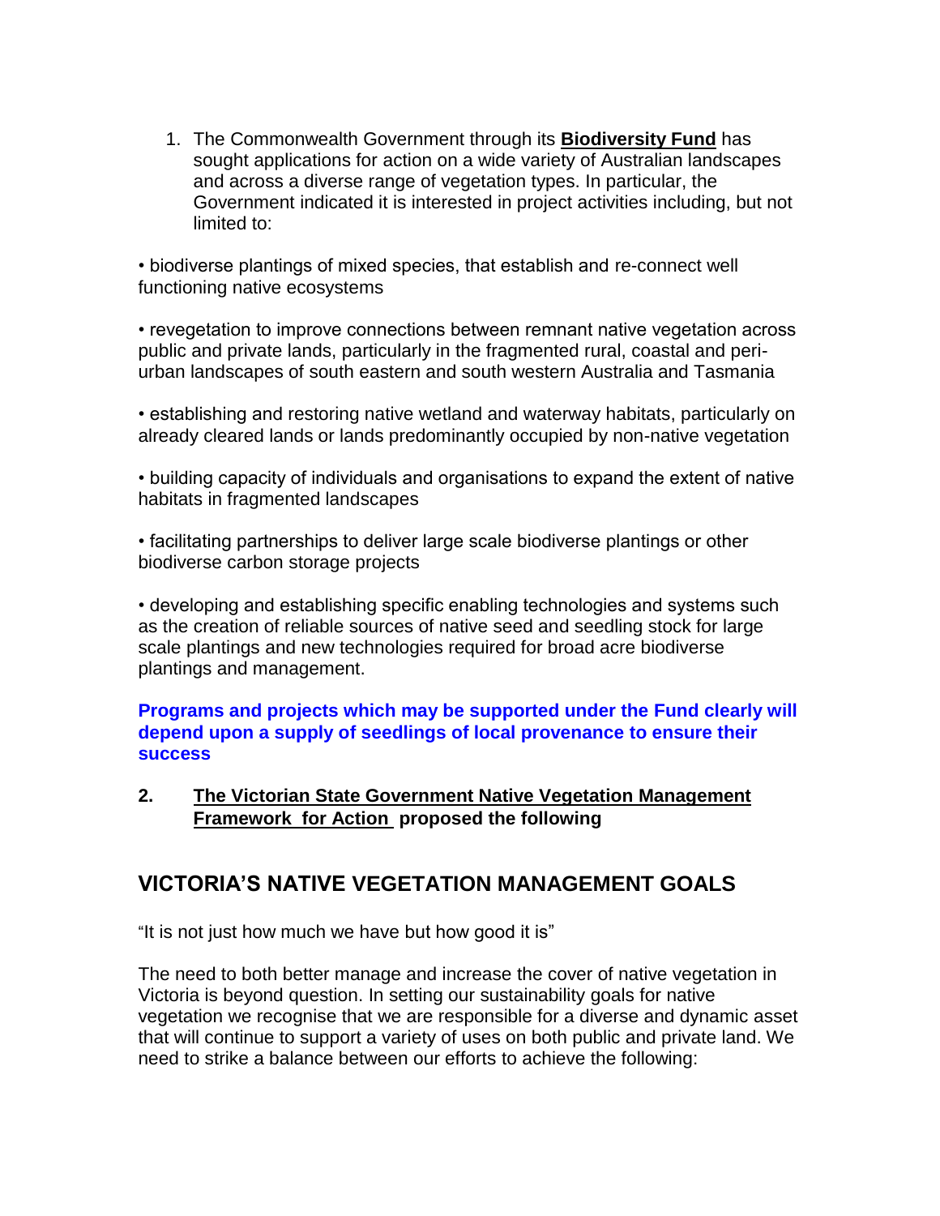1. The Commonwealth Government through its **Biodiversity Fund** has sought applications for action on a wide variety of Australian landscapes and across a diverse range of vegetation types. In particular, the Government indicated it is interested in project activities including, but not limited to:

• biodiverse plantings of mixed species, that establish and re-connect well functioning native ecosystems

• revegetation to improve connections between remnant native vegetation across public and private lands, particularly in the fragmented rural, coastal and peri-urban landscapes of south eastern and south western Australia and Tasmania

• establishing and restoring native wetland and waterway habitats, particularly on already cleared lands or lands predominantly occupied by non-native vegetation

• building capacity of individuals and organisations to expand the extent of native habitats in fragmented landscapes

• facilitating partnerships to deliver large scale biodiverse plantings or other biodiverse carbon storage projects

• developing and establishing specific enabling technologies and systems such as the creation of reliable sources of native seed and seedling stock for large scale plantings and new technologies required for broad acre biodiverse plantings and management.

**Programs and projects which may be supported under the Fund clearly will depend upon a supply of seedlings of local provenance to ensure their success**

**2. The Victorian State Government Native Vegetation Management Framework for Action proposed the following**

## VICTORIA'S NATIVE VEGETATION MANAGEMENT GOALS

"It is not just how much we have but how good it is"

The need to both better manage and increase the cover of native vegetation in Victoria is beyond question. In setting our sustainability goals for native vegetation we recognise that we are responsible for a diverse and dynamic asset that will continue to support a variety of uses on both public and private land. We need to strike a balance between our efforts to achieve the following: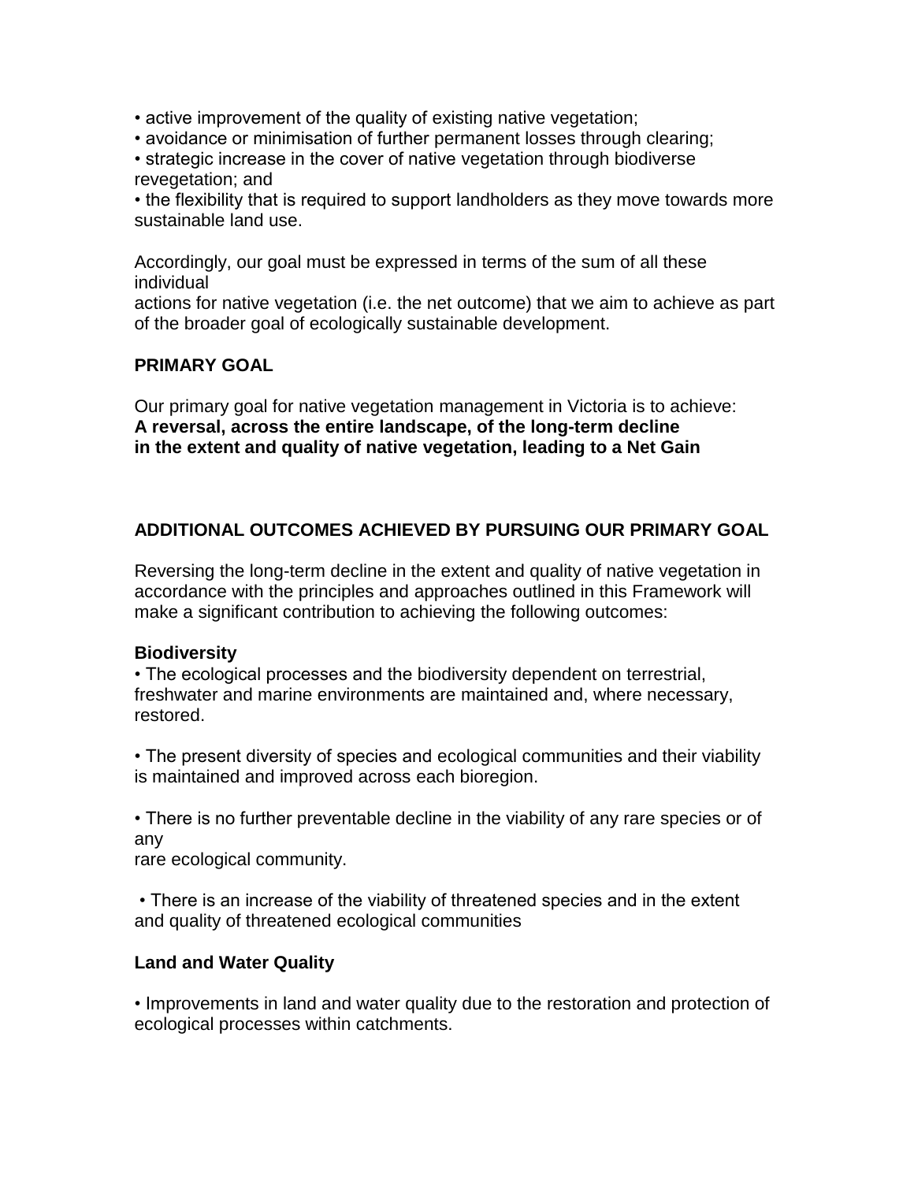- active improvement of the quality of existing native vegetation;
- avoidance or minimisation of further permanent losses through clearing;
- strategic increase in the cover of native vegetation through biodiverse revegetation; and
- the flexibility that is required to support landholders as they move towards more sustainable land use.

Accordingly, our goal must be expressed in terms of the sum of all these individual actions for native vegetation (i.e. the net outcome) that we aim to achieve as part of the broader goal of ecologically sustainable development.

## PRIMARY GOAL

Our primary goal for native vegetation management in Victoria is to achieve:
**A reversal, across the entire landscape, of the long-term decline in the extent and quality of native vegetation, leading to a Net Gain**

## ADDITIONAL OUTCOMES ACHIEVED BY PURSUING OUR PRIMARY GOAL

Reversing the long-term decline in the extent and quality of native vegetation in accordance with the principles and approaches outlined in this Framework will make a significant contribution to achieving the following outcomes:

### Biodiversity

- The ecological processes and the biodiversity dependent on terrestrial, freshwater and marine environments are maintained and, where necessary, restored.

- The present diversity of species and ecological communities and their viability is maintained and improved across each bioregion.

- There is no further preventable decline in the viability of any rare species or of any rare ecological community.

- There is an increase of the viability of threatened species and in the extent and quality of threatened ecological communities

### Land and Water Quality

- Improvements in land and water quality due to the restoration and protection of ecological processes within catchments.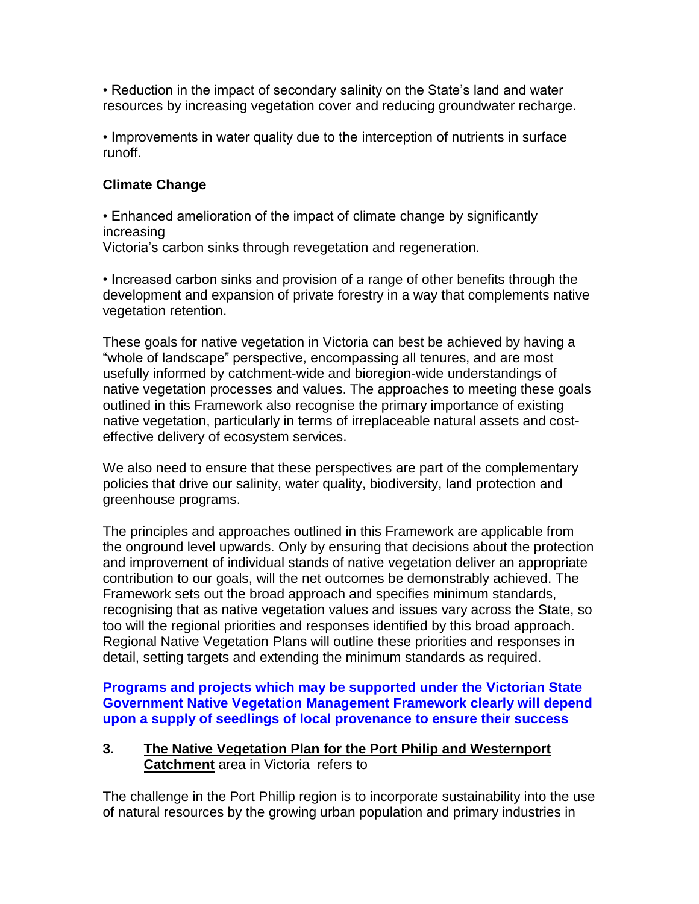• Reduction in the impact of secondary salinity on the State's land and water resources by increasing vegetation cover and reducing groundwater recharge.

• Improvements in water quality due to the interception of nutrients in surface runoff.

**Climate Change**

• Enhanced amelioration of the impact of climate change by significantly increasing
Victoria's carbon sinks through revegetation and regeneration.

• Increased carbon sinks and provision of a range of other benefits through the development and expansion of private forestry in a way that complements native vegetation retention.

These goals for native vegetation in Victoria can best be achieved by having a "whole of landscape" perspective, encompassing all tenures, and are most usefully informed by catchment-wide and bioregion-wide understandings of native vegetation processes and values. The approaches to meeting these goals outlined in this Framework also recognise the primary importance of existing native vegetation, particularly in terms of irreplaceable natural assets and cost-effective delivery of ecosystem services.

We also need to ensure that these perspectives are part of the complementary policies that drive our salinity, water quality, biodiversity, land protection and greenhouse programs.

The principles and approaches outlined in this Framework are applicable from the onground level upwards. Only by ensuring that decisions about the protection and improvement of individual stands of native vegetation deliver an appropriate contribution to our goals, will the net outcomes be demonstrably achieved. The Framework sets out the broad approach and specifies minimum standards, recognising that as native vegetation values and issues vary across the State, so too will the regional priorities and responses identified by this broad approach. Regional Native Vegetation Plans will outline these priorities and responses in detail, setting targets and extending the minimum standards as required.

**Programs and projects which may be supported under the Victorian State Government Native Vegetation Management Framework clearly will depend upon a supply of seedlings of local provenance to ensure their success**

**3. <u>The Native Vegetation Plan for the Port Philip and Westernport Catchment</u>** area in Victoria refers to

The challenge in the Port Phillip region is to incorporate sustainability into the use of natural resources by the growing urban population and primary industries in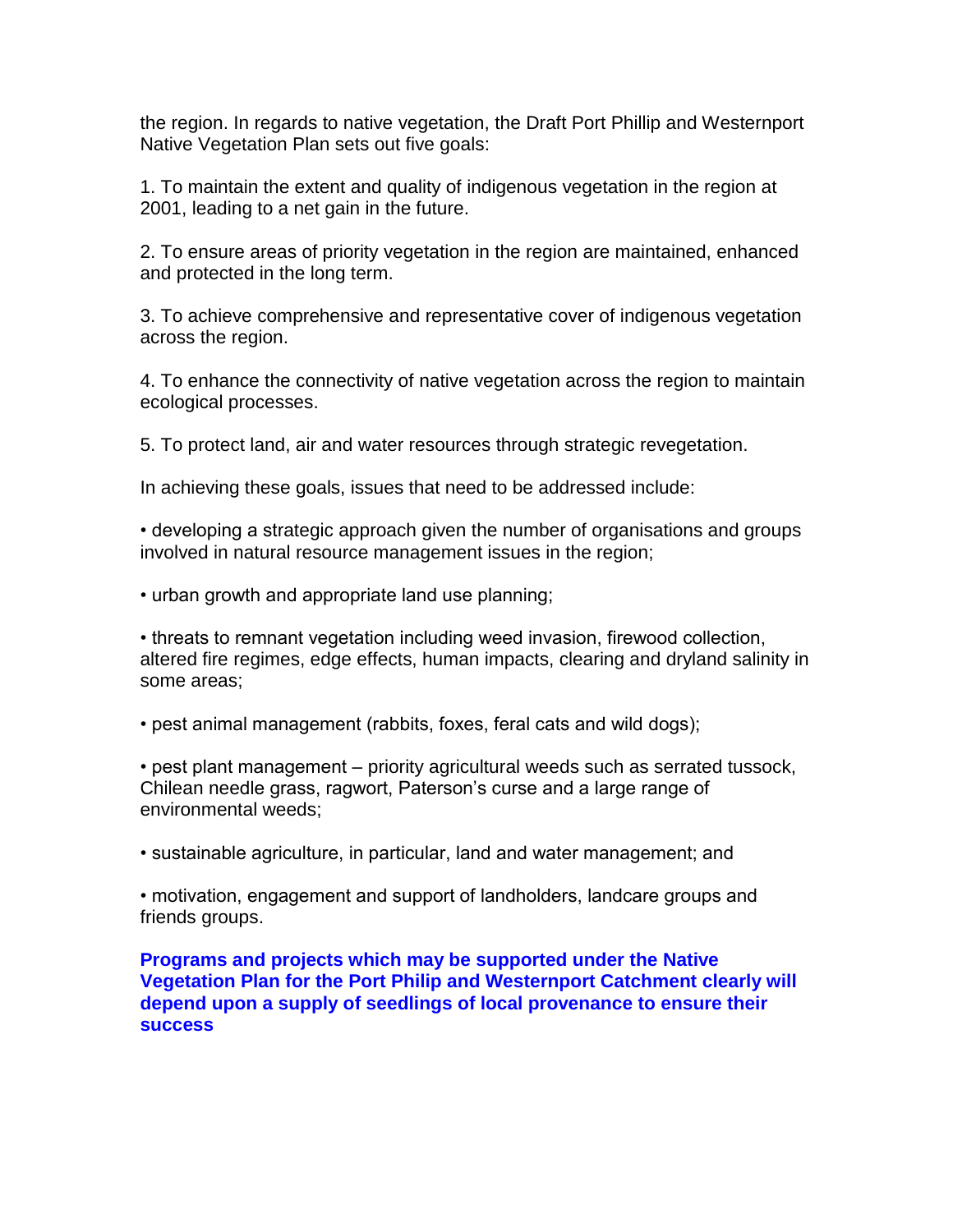the region. In regards to native vegetation, the Draft Port Phillip and Westernport Native Vegetation Plan sets out five goals:

1. To maintain the extent and quality of indigenous vegetation in the region at 2001, leading to a net gain in the future.

2. To ensure areas of priority vegetation in the region are maintained, enhanced and protected in the long term.

3. To achieve comprehensive and representative cover of indigenous vegetation across the region.

4. To enhance the connectivity of native vegetation across the region to maintain ecological processes.

5. To protect land, air and water resources through strategic revegetation.

In achieving these goals, issues that need to be addressed include:

• developing a strategic approach given the number of organisations and groups involved in natural resource management issues in the region;

• urban growth and appropriate land use planning;

• threats to remnant vegetation including weed invasion, firewood collection, altered fire regimes, edge effects, human impacts, clearing and dryland salinity in some areas;

• pest animal management (rabbits, foxes, feral cats and wild dogs);

• pest plant management – priority agricultural weeds such as serrated tussock, Chilean needle grass, ragwort, Paterson's curse and a large range of environmental weeds;

• sustainable agriculture, in particular, land and water management; and

• motivation, engagement and support of landholders, landcare groups and friends groups.

**Programs and projects which may be supported under the Native Vegetation Plan for the Port Philip and Westernport Catchment clearly will depend upon a supply of seedlings of local provenance to ensure their success**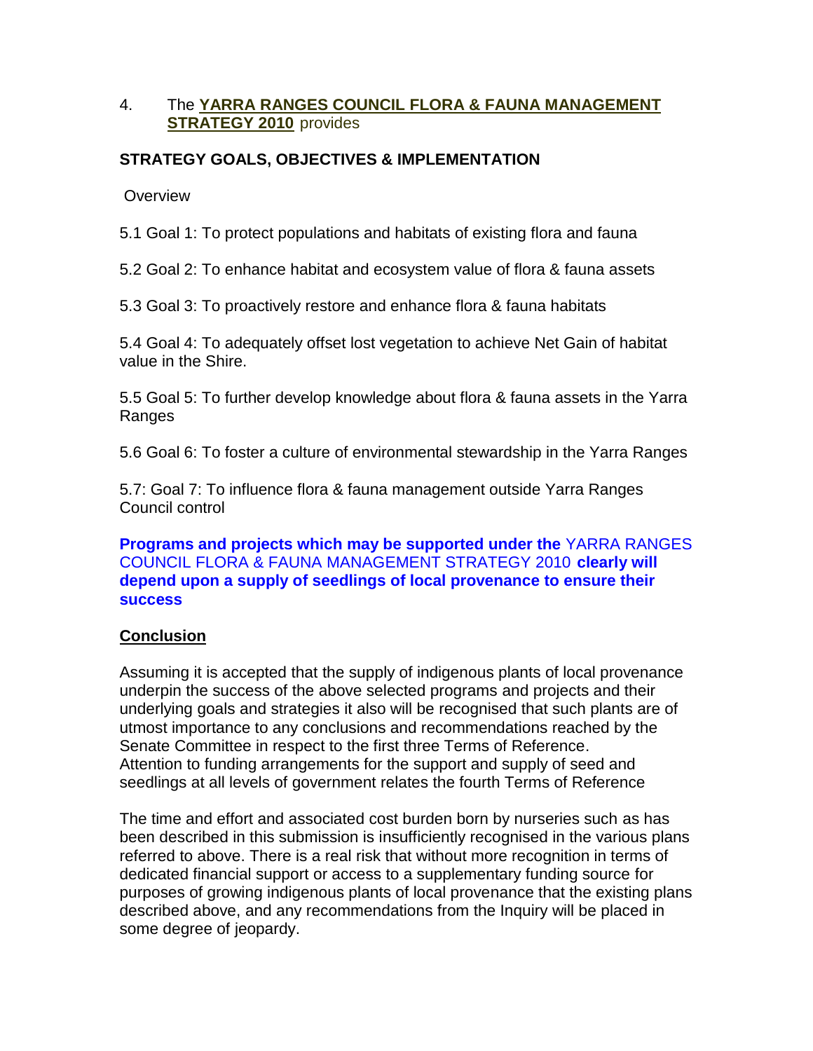4. The **<u>YARRA RANGES COUNCIL FLORA & FAUNA MANAGEMENT STRATEGY 2010</u>** provides

**STRATEGY GOALS, OBJECTIVES & IMPLEMENTATION**

Overview

5.1 Goal 1: To protect populations and habitats of existing flora and fauna

5.2 Goal 2: To enhance habitat and ecosystem value of flora & fauna assets

5.3 Goal 3: To proactively restore and enhance flora & fauna habitats

5.4 Goal 4: To adequately offset lost vegetation to achieve Net Gain of habitat value in the Shire.

5.5 Goal 5: To further develop knowledge about flora & fauna assets in the Yarra Ranges

5.6 Goal 6: To foster a culture of environmental stewardship in the Yarra Ranges

5.7: Goal 7: To influence flora & fauna management outside Yarra Ranges Council control

**Programs and projects which may be supported under the** YARRA RANGES COUNCIL FLORA & FAUNA MANAGEMENT STRATEGY 2010 **clearly will depend upon a supply of seedlings of local provenance to ensure their success**

**<u>Conclusion</u>**

Assuming it is accepted that the supply of indigenous plants of local provenance underpin the success of the above selected programs and projects and their underlying goals and strategies it also will be recognised that such plants are of utmost importance to any conclusions and recommendations reached by the Senate Committee in respect to the first three Terms of Reference.
Attention to funding arrangements for the support and supply of seed and seedlings at all levels of government relates the fourth Terms of Reference

The time and effort and associated cost burden born by nurseries such as has been described in this submission is insufficiently recognised in the various plans referred to above. There is a real risk that without more recognition in terms of dedicated financial support or access to a supplementary funding source for purposes of growing indigenous plants of local provenance that the existing plans described above, and any recommendations from the Inquiry will be placed in some degree of jeopardy.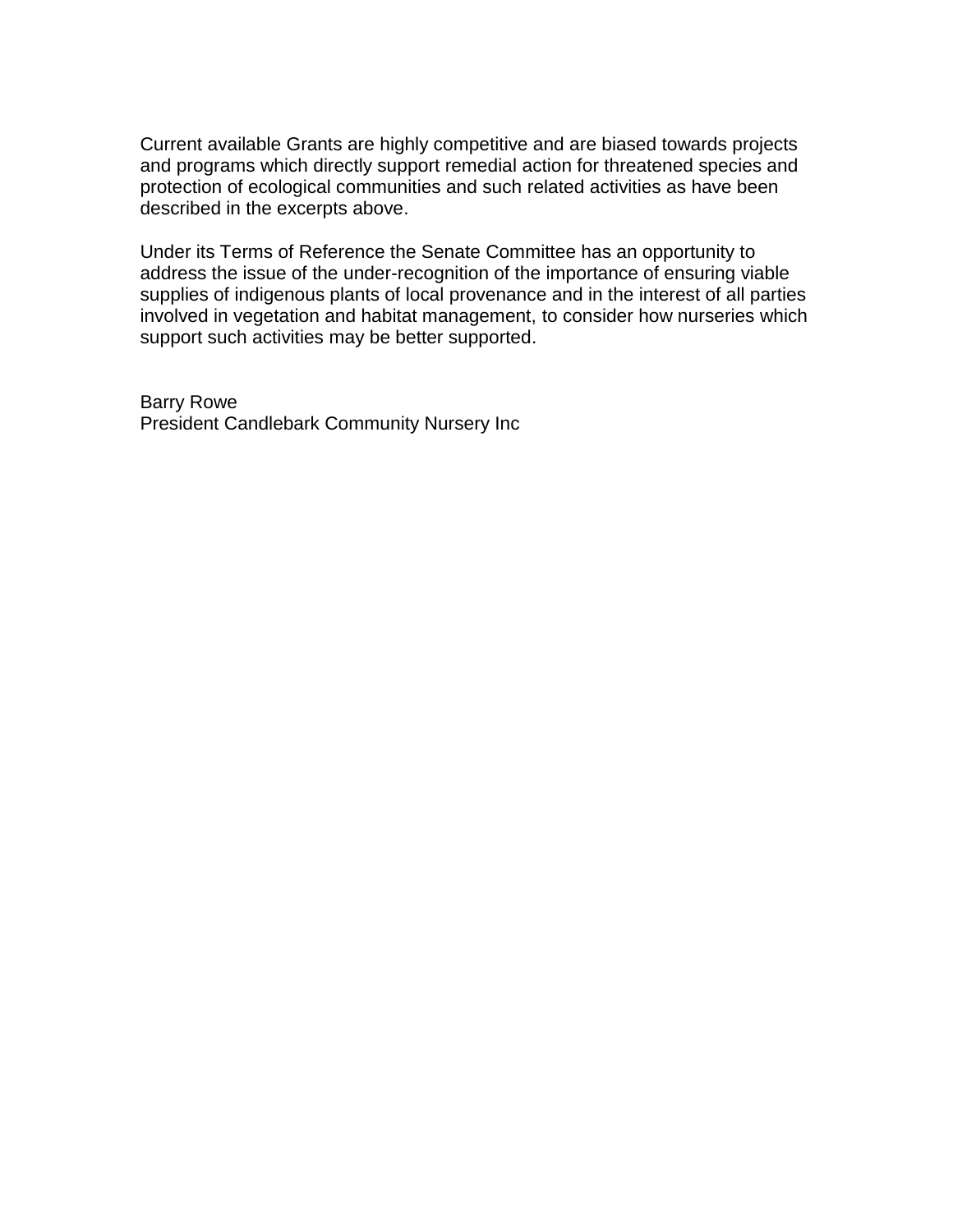Current available Grants are highly competitive and are biased towards projects and programs which directly support remedial action for threatened species and protection of ecological communities and such related activities as have been described in the excerpts above.

Under its Terms of Reference the Senate Committee has an opportunity to address the issue of the under-recognition of the importance of ensuring viable supplies of indigenous plants of local provenance and in the interest of all parties involved in vegetation and habitat management, to consider how nurseries which support such activities may be better supported.

Barry Rowe
President Candlebark Community Nursery Inc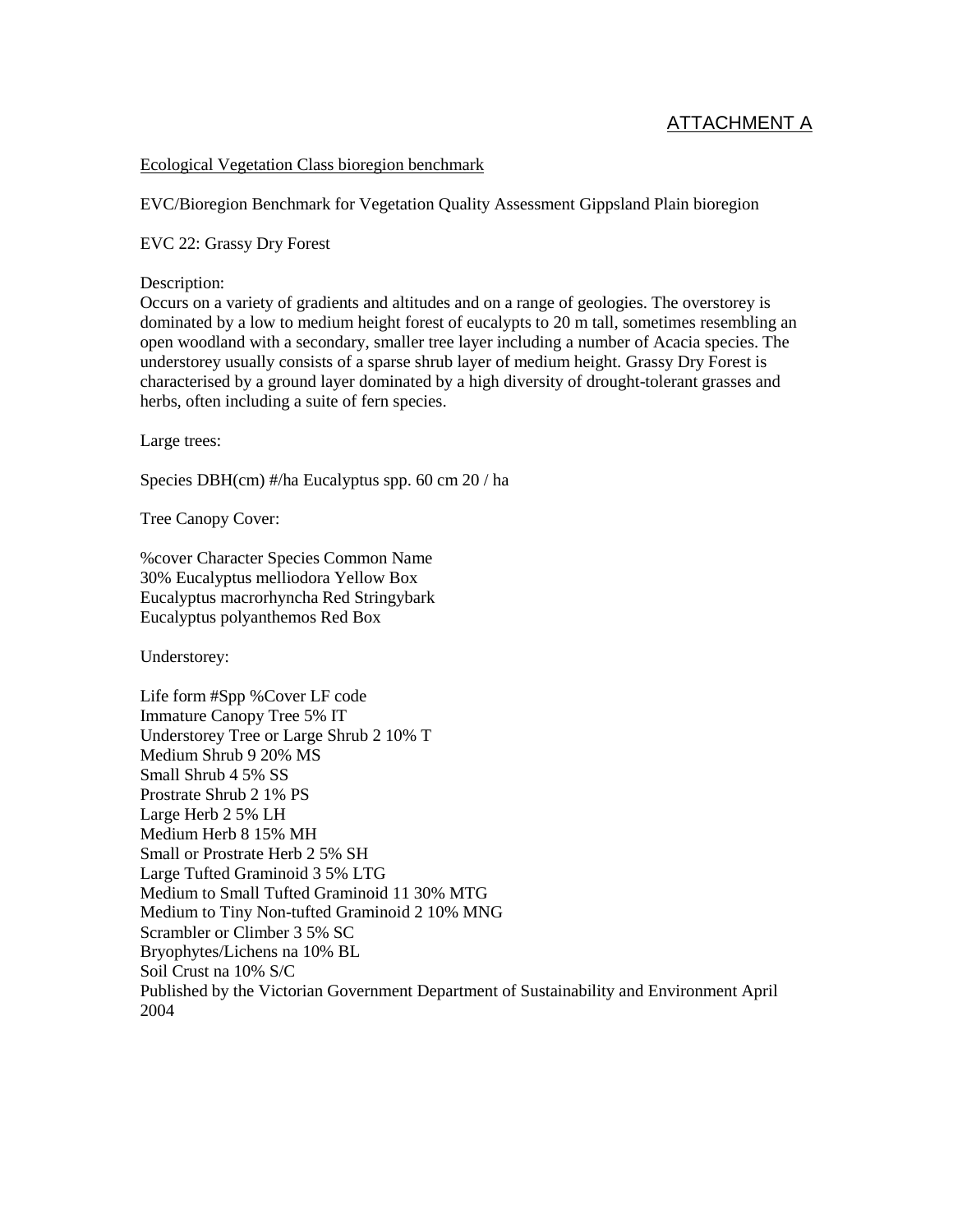## ATTACHMENT A

Ecological Vegetation Class bioregion benchmark

EVC/Bioregion Benchmark for Vegetation Quality Assessment Gippsland Plain bioregion

EVC 22: Grassy Dry Forest

Description:
Occurs on a variety of gradients and altitudes and on a range of geologies. The overstorey is dominated by a low to medium height forest of eucalypts to 20 m tall, sometimes resembling an open woodland with a secondary, smaller tree layer including a number of Acacia species. The understorey usually consists of a sparse shrub layer of medium height. Grassy Dry Forest is characterised by a ground layer dominated by a high diversity of drought-tolerant grasses and herbs, often including a suite of fern species.

Large trees:

Species DBH(cm) #/ha Eucalyptus spp. 60 cm 20 / ha

Tree Canopy Cover:

%cover Character Species Common Name
30% Eucalyptus melliodora Yellow Box
Eucalyptus macrorhyncha Red Stringybark
Eucalyptus polyanthemos Red Box

Understorey:

Life form #Spp %Cover LF code
Immature Canopy Tree 5% IT
Understorey Tree or Large Shrub 2 10% T
Medium Shrub 9 20% MS
Small Shrub 4 5% SS
Prostrate Shrub 2 1% PS
Large Herb 2 5% LH
Medium Herb 8 15% MH
Small or Prostrate Herb 2 5% SH
Large Tufted Graminoid 3 5% LTG
Medium to Small Tufted Graminoid 11 30% MTG
Medium to Tiny Non-tufted Graminoid 2 10% MNG
Scrambler or Climber 3 5% SC
Bryophytes/Lichens na 10% BL
Soil Crust na 10% S/C
Published by the Victorian Government Department of Sustainability and Environment April 2004